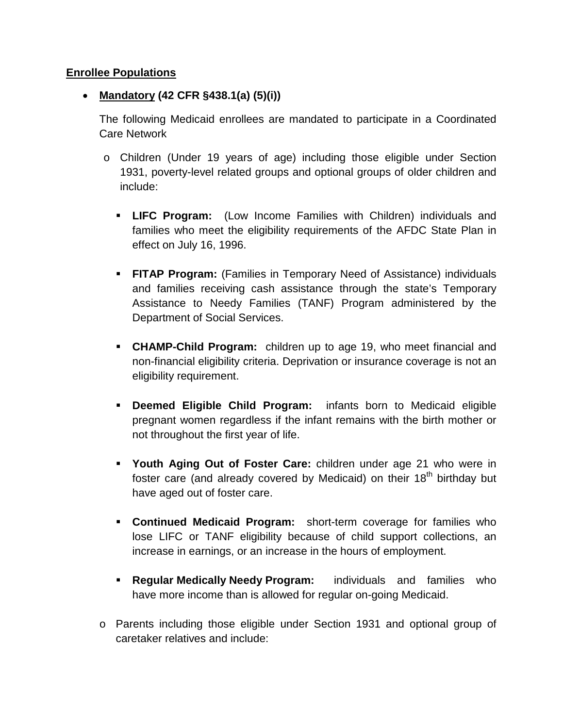**Enrollee Populations**

- **Mandatory (42 CFR §438.1(a) (5)(i))**

  The following Medicaid enrollees are mandated to participate in a Coordinated Care Network

  - Children (Under 19 years of age) including those eligible under Section 1931, poverty-level related groups and optional groups of older children and include:

    - **LIFC Program:** (Low Income Families with Children) individuals and families who meet the eligibility requirements of the AFDC State Plan in effect on July 16, 1996.

    - **FITAP Program:** (Families in Temporary Need of Assistance) individuals and families receiving cash assistance through the state's Temporary Assistance to Needy Families (TANF) Program administered by the Department of Social Services.

    - **CHAMP-Child Program:** children up to age 19, who meet financial and non-financial eligibility criteria. Deprivation or insurance coverage is not an eligibility requirement.

    - **Deemed Eligible Child Program:** infants born to Medicaid eligible pregnant women regardless if the infant remains with the birth mother or not throughout the first year of life.

    - **Youth Aging Out of Foster Care:** children under age 21 who were in foster care (and already covered by Medicaid) on their 18th birthday but have aged out of foster care.

    - **Continued Medicaid Program:** short-term coverage for families who lose LIFC or TANF eligibility because of child support collections, an increase in earnings, or an increase in the hours of employment.

    - **Regular Medically Needy Program:** individuals and families who have more income than is allowed for regular on-going Medicaid.

  - Parents including those eligible under Section 1931 and optional group of caretaker relatives and include: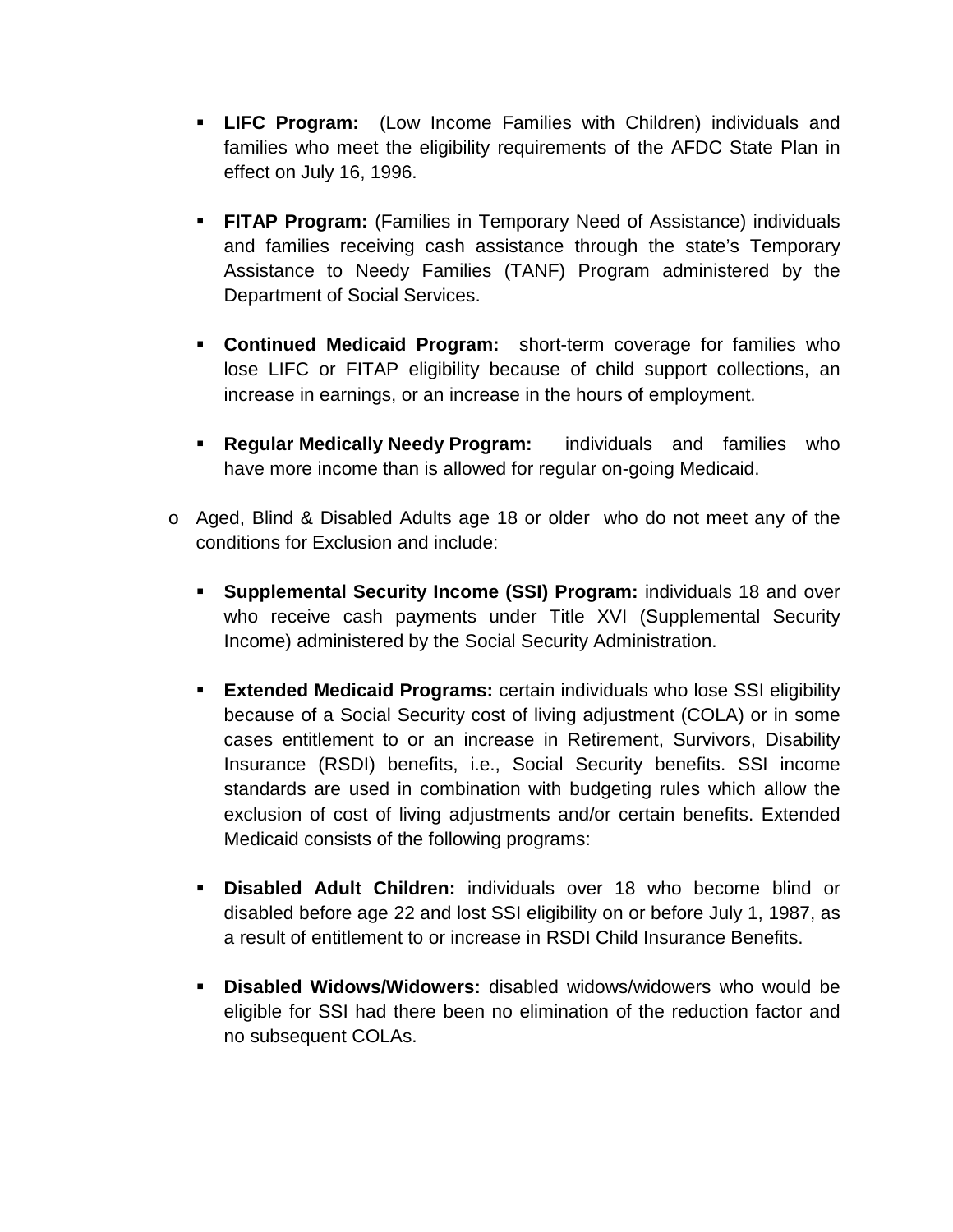- **LIFC Program:** (Low Income Families with Children) individuals and families who meet the eligibility requirements of the AFDC State Plan in effect on July 16, 1996.

  - **FITAP Program:** (Families in Temporary Need of Assistance) individuals and families receiving cash assistance through the state's Temporary Assistance to Needy Families (TANF) Program administered by the Department of Social Services.

  - **Continued Medicaid Program:** short-term coverage for families who lose LIFC or FITAP eligibility because of child support collections, an increase in earnings, or an increase in the hours of employment.

  - **Regular Medically Needy Program:** individuals and families who have more income than is allowed for regular on-going Medicaid.

- Aged, Blind & Disabled Adults age 18 or older who do not meet any of the conditions for Exclusion and include:

  - **Supplemental Security Income (SSI) Program:** individuals 18 and over who receive cash payments under Title XVI (Supplemental Security Income) administered by the Social Security Administration.

  - **Extended Medicaid Programs:** certain individuals who lose SSI eligibility because of a Social Security cost of living adjustment (COLA) or in some cases entitlement to or an increase in Retirement, Survivors, Disability Insurance (RSDI) benefits, i.e., Social Security benefits. SSI income standards are used in combination with budgeting rules which allow the exclusion of cost of living adjustments and/or certain benefits. Extended Medicaid consists of the following programs:

  - **Disabled Adult Children:** individuals over 18 who become blind or disabled before age 22 and lost SSI eligibility on or before July 1, 1987, as a result of entitlement to or increase in RSDI Child Insurance Benefits.

  - **Disabled Widows/Widowers:** disabled widows/widowers who would be eligible for SSI had there been no elimination of the reduction factor and no subsequent COLAs.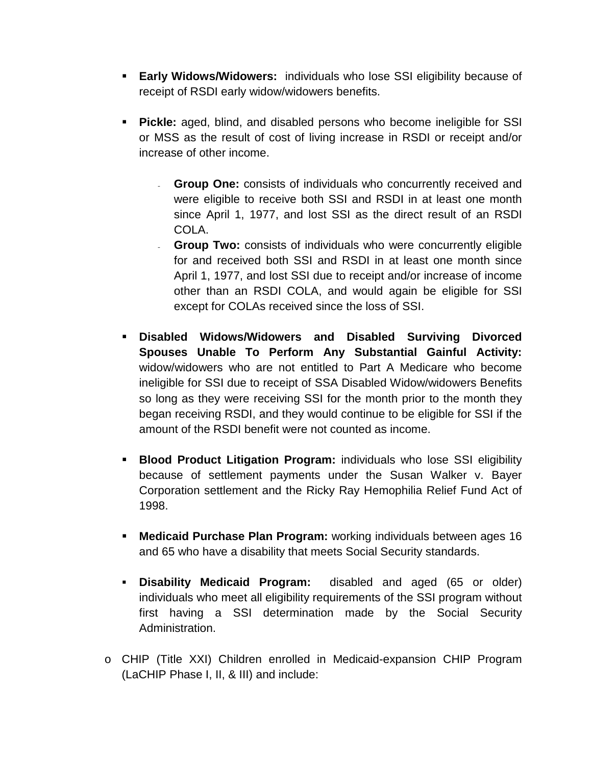- **Early Widows/Widowers:** individuals who lose SSI eligibility because of receipt of RSDI early widow/widowers benefits.

- **Pickle:** aged, blind, and disabled persons who become ineligible for SSI or MSS as the result of cost of living increase in RSDI or receipt and/or increase of other income.

  - **Group One:** consists of individuals who concurrently received and were eligible to receive both SSI and RSDI in at least one month since April 1, 1977, and lost SSI as the direct result of an RSDI COLA.
  - **Group Two:** consists of individuals who were concurrently eligible for and received both SSI and RSDI in at least one month since April 1, 1977, and lost SSI due to receipt and/or increase of income other than an RSDI COLA, and would again be eligible for SSI except for COLAs received since the loss of SSI.

- **Disabled Widows/Widowers and Disabled Surviving Divorced Spouses Unable To Perform Any Substantial Gainful Activity:** widow/widowers who are not entitled to Part A Medicare who become ineligible for SSI due to receipt of SSA Disabled Widow/widowers Benefits so long as they were receiving SSI for the month prior to the month they began receiving RSDI, and they would continue to be eligible for SSI if the amount of the RSDI benefit were not counted as income.

- **Blood Product Litigation Program:** individuals who lose SSI eligibility because of settlement payments under the Susan Walker v. Bayer Corporation settlement and the Ricky Ray Hemophilia Relief Fund Act of 1998.

- **Medicaid Purchase Plan Program:** working individuals between ages 16 and 65 who have a disability that meets Social Security standards.

- **Disability Medicaid Program:** disabled and aged (65 or older) individuals who meet all eligibility requirements of the SSI program without first having a SSI determination made by the Social Security Administration.

o CHIP (Title XXI) Children enrolled in Medicaid-expansion CHIP Program (LaCHIP Phase I, II, & III) and include: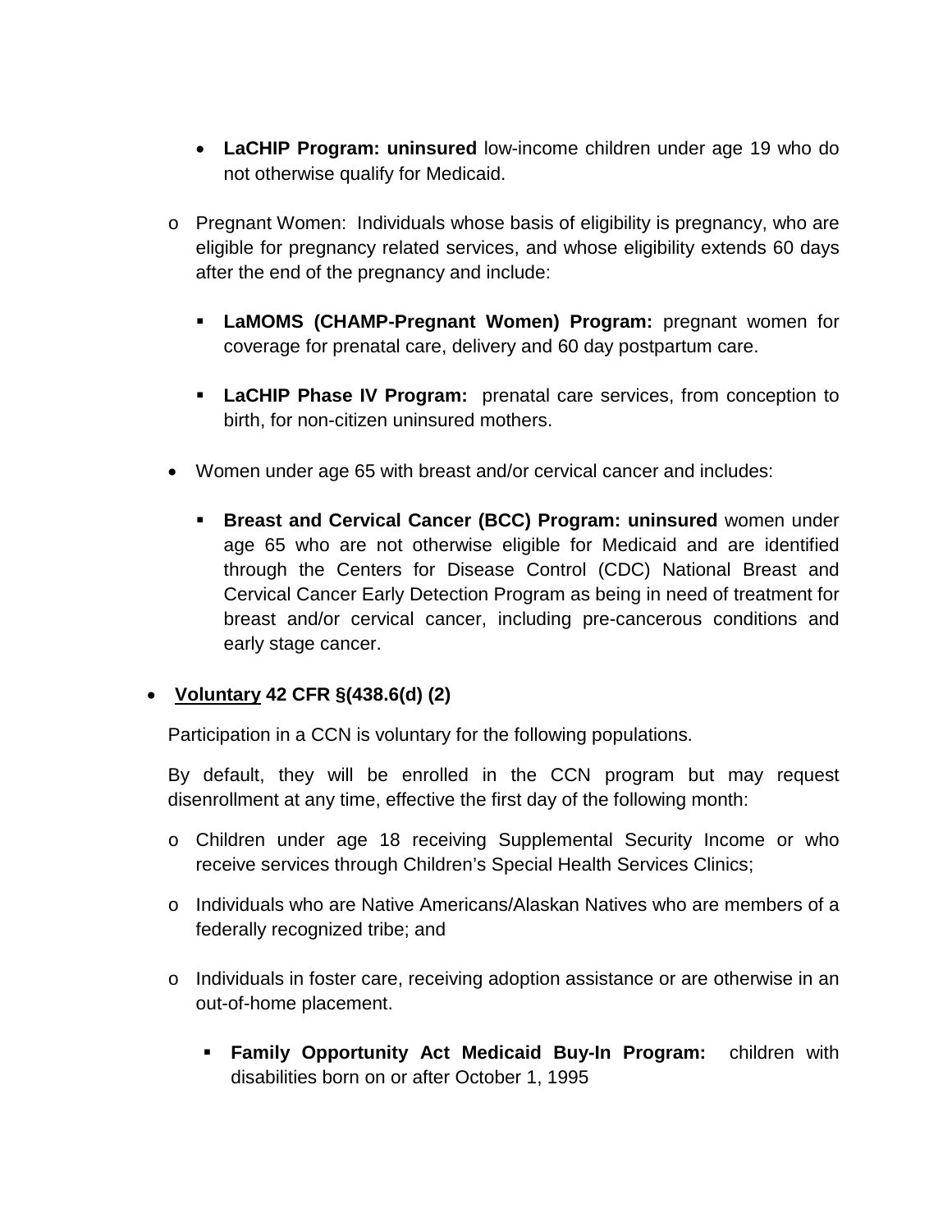- **LaCHIP Program: uninsured** low-income children under age 19 who do not otherwise qualify for Medicaid.

  - Pregnant Women: Individuals whose basis of eligibility is pregnancy, who are eligible for pregnancy related services, and whose eligibility extends 60 days after the end of the pregnancy and include:

    - **LaMOMS (CHAMP-Pregnant Women) Program:** pregnant women for coverage for prenatal care, delivery and 60 day postpartum care.

    - **LaCHIP Phase IV Program:** prenatal care services, from conception to birth, for non-citizen uninsured mothers.

  - Women under age 65 with breast and/or cervical cancer and includes:

    - **Breast and Cervical Cancer (BCC) Program: uninsured** women under age 65 who are not otherwise eligible for Medicaid and are identified through the Centers for Disease Control (CDC) National Breast and Cervical Cancer Early Detection Program as being in need of treatment for breast and/or cervical cancer, including pre-cancerous conditions and early stage cancer.

- **<u>Voluntary</u> 42 CFR §(438.6(d) (2)**

  Participation in a CCN is voluntary for the following populations.

  By default, they will be enrolled in the CCN program but may request disenrollment at any time, effective the first day of the following month:

  - Children under age 18 receiving Supplemental Security Income or who receive services through Children's Special Health Services Clinics;

  - Individuals who are Native Americans/Alaskan Natives who are members of a federally recognized tribe; and

  - Individuals in foster care, receiving adoption assistance or are otherwise in an out-of-home placement.

    - **Family Opportunity Act Medicaid Buy-In Program:** children with disabilities born on or after October 1, 1995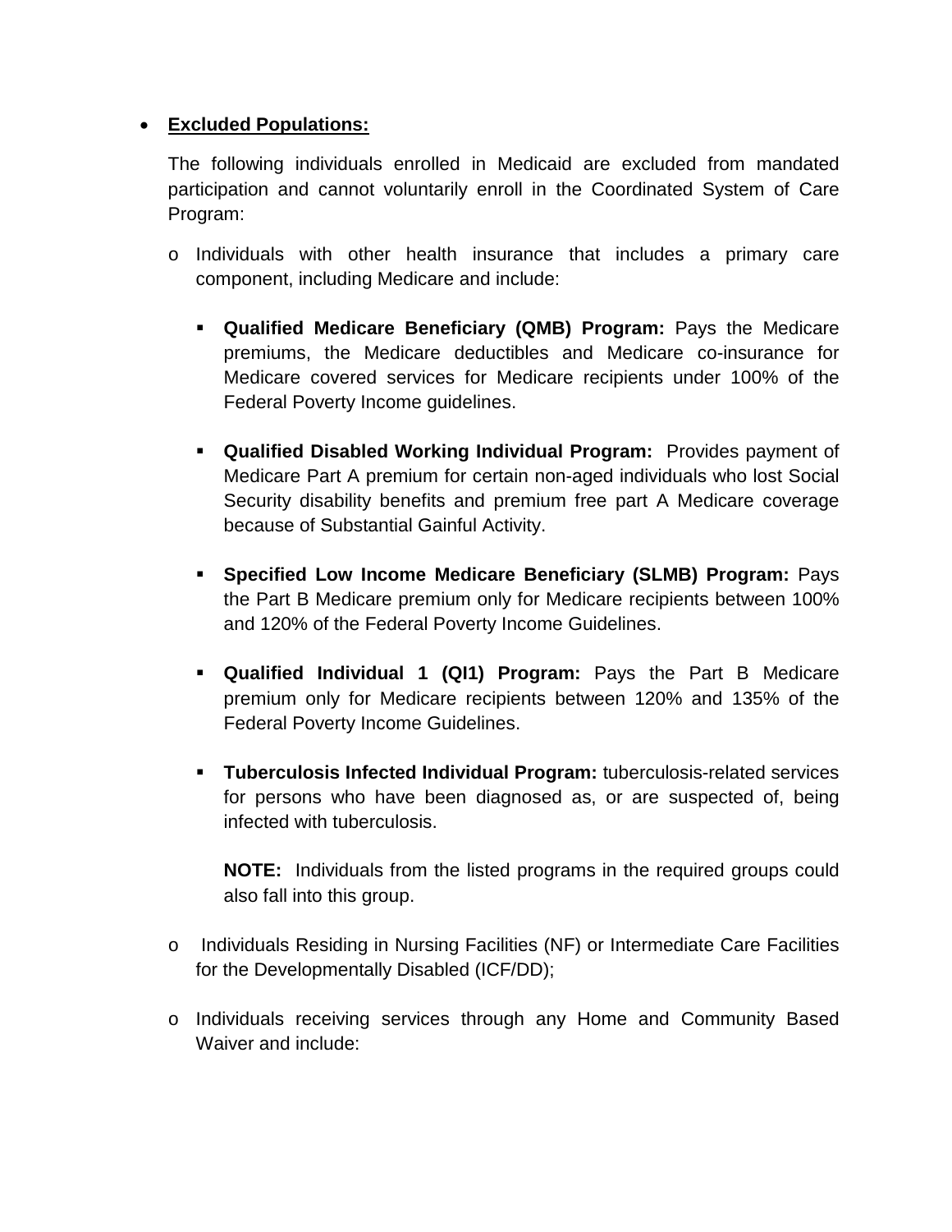- **Excluded Populations:**

  The following individuals enrolled in Medicaid are excluded from mandated participation and cannot voluntarily enroll in the Coordinated System of Care Program:

  - Individuals with other health insurance that includes a primary care component, including Medicare and include:

    - **Qualified Medicare Beneficiary (QMB) Program:** Pays the Medicare premiums, the Medicare deductibles and Medicare co-insurance for Medicare covered services for Medicare recipients under 100% of the Federal Poverty Income guidelines.

    - **Qualified Disabled Working Individual Program:** Provides payment of Medicare Part A premium for certain non-aged individuals who lost Social Security disability benefits and premium free part A Medicare coverage because of Substantial Gainful Activity.

    - **Specified Low Income Medicare Beneficiary (SLMB) Program:** Pays the Part B Medicare premium only for Medicare recipients between 100% and 120% of the Federal Poverty Income Guidelines.

    - **Qualified Individual 1 (QI1) Program:** Pays the Part B Medicare premium only for Medicare recipients between 120% and 135% of the Federal Poverty Income Guidelines.

    - **Tuberculosis Infected Individual Program:** tuberculosis-related services for persons who have been diagnosed as, or are suspected of, being infected with tuberculosis.

      **NOTE:** Individuals from the listed programs in the required groups could also fall into this group.

  - Individuals Residing in Nursing Facilities (NF) or Intermediate Care Facilities for the Developmentally Disabled (ICF/DD);

  - Individuals receiving services through any Home and Community Based Waiver and include: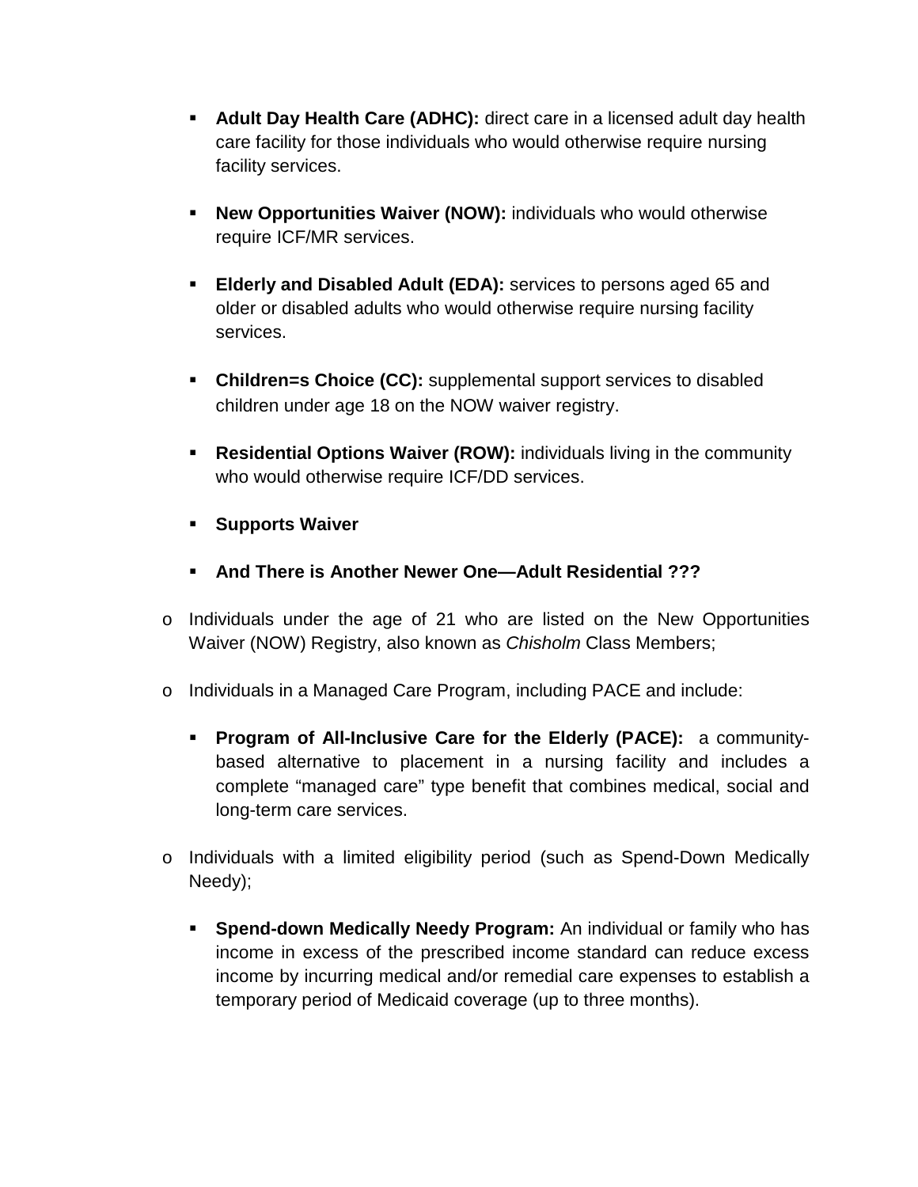- **Adult Day Health Care (ADHC):** direct care in a licensed adult day health care facility for those individuals who would otherwise require nursing facility services.

  - **New Opportunities Waiver (NOW):** individuals who would otherwise require ICF/MR services.

  - **Elderly and Disabled Adult (EDA):** services to persons aged 65 and older or disabled adults who would otherwise require nursing facility services.

  - **Children=s Choice (CC):** supplemental support services to disabled children under age 18 on the NOW waiver registry.

  - **Residential Options Waiver (ROW):** individuals living in the community who would otherwise require ICF/DD services.

  - **Supports Waiver**

  - **And There is Another Newer One—Adult Residential ???**

- Individuals under the age of 21 who are listed on the New Opportunities Waiver (NOW) Registry, also known as *Chisholm* Class Members;

- Individuals in a Managed Care Program, including PACE and include:

  - **Program of All-Inclusive Care for the Elderly (PACE):** a community-based alternative to placement in a nursing facility and includes a complete "managed care" type benefit that combines medical, social and long-term care services.

- Individuals with a limited eligibility period (such as Spend-Down Medically Needy);

  - **Spend-down Medically Needy Program:** An individual or family who has income in excess of the prescribed income standard can reduce excess income by incurring medical and/or remedial care expenses to establish a temporary period of Medicaid coverage (up to three months).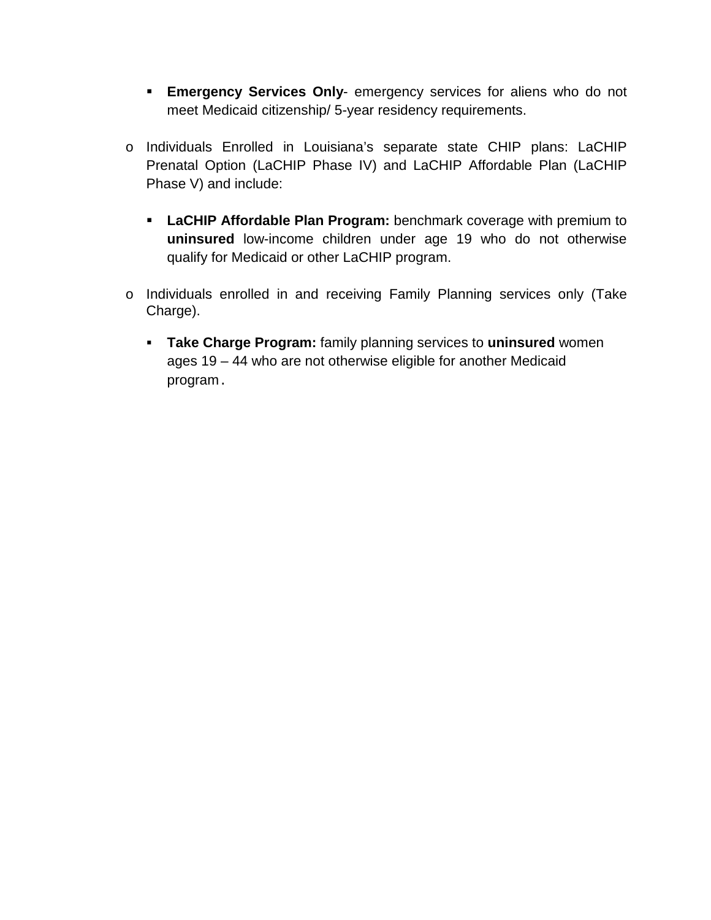- **Emergency Services Only**- emergency services for aliens who do not meet Medicaid citizenship/ 5-year residency requirements.

- Individuals Enrolled in Louisiana's separate state CHIP plans: LaCHIP Prenatal Option (LaCHIP Phase IV) and LaCHIP Affordable Plan (LaCHIP Phase V) and include:

   - **LaCHIP Affordable Plan Program:** benchmark coverage with premium to **uninsured** low-income children under age 19 who do not otherwise qualify for Medicaid or other LaCHIP program.

- Individuals enrolled in and receiving Family Planning services only (Take Charge).

   - **Take Charge Program:** family planning services to **uninsured** women ages 19 – 44 who are not otherwise eligible for another Medicaid program.